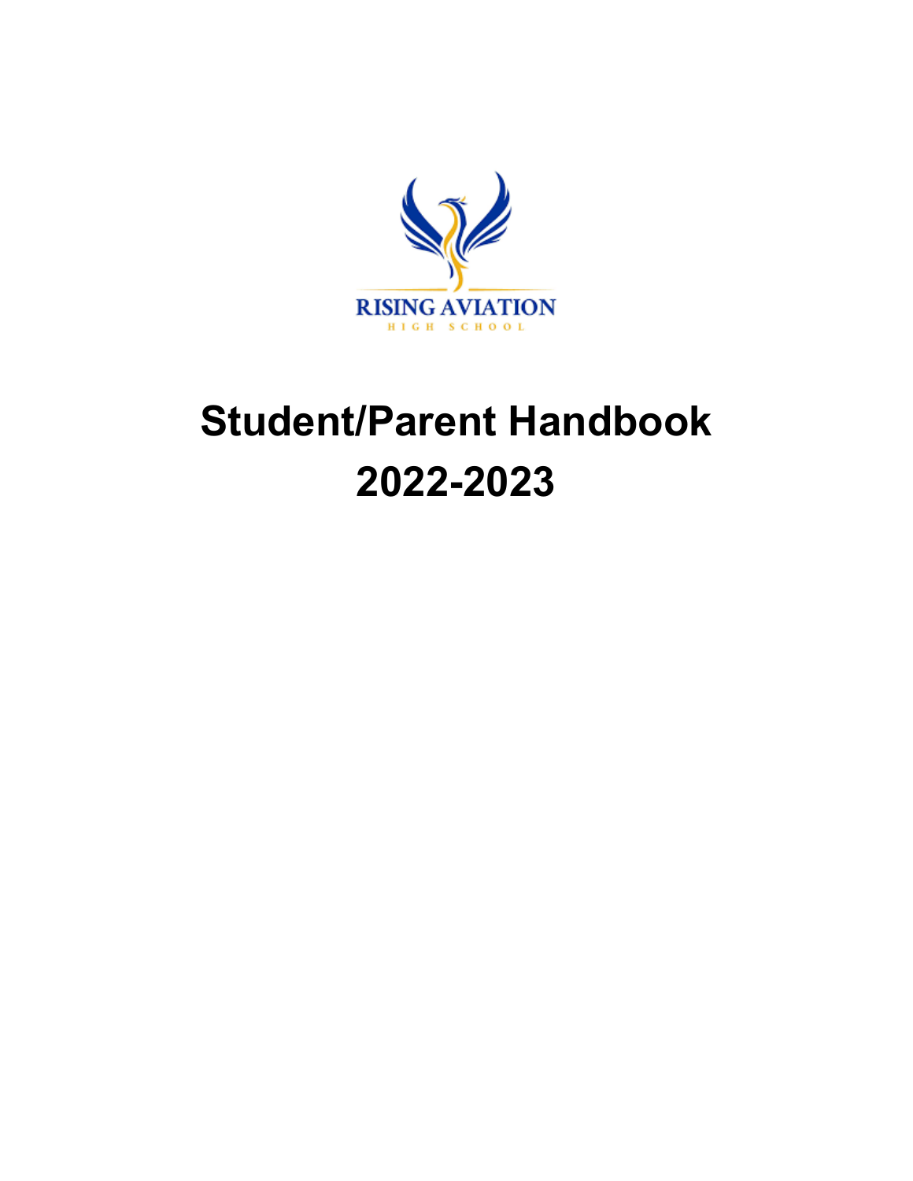RISING AVIATION

HIGH SCHOOL

# Student/Parent Handbook 2022-2023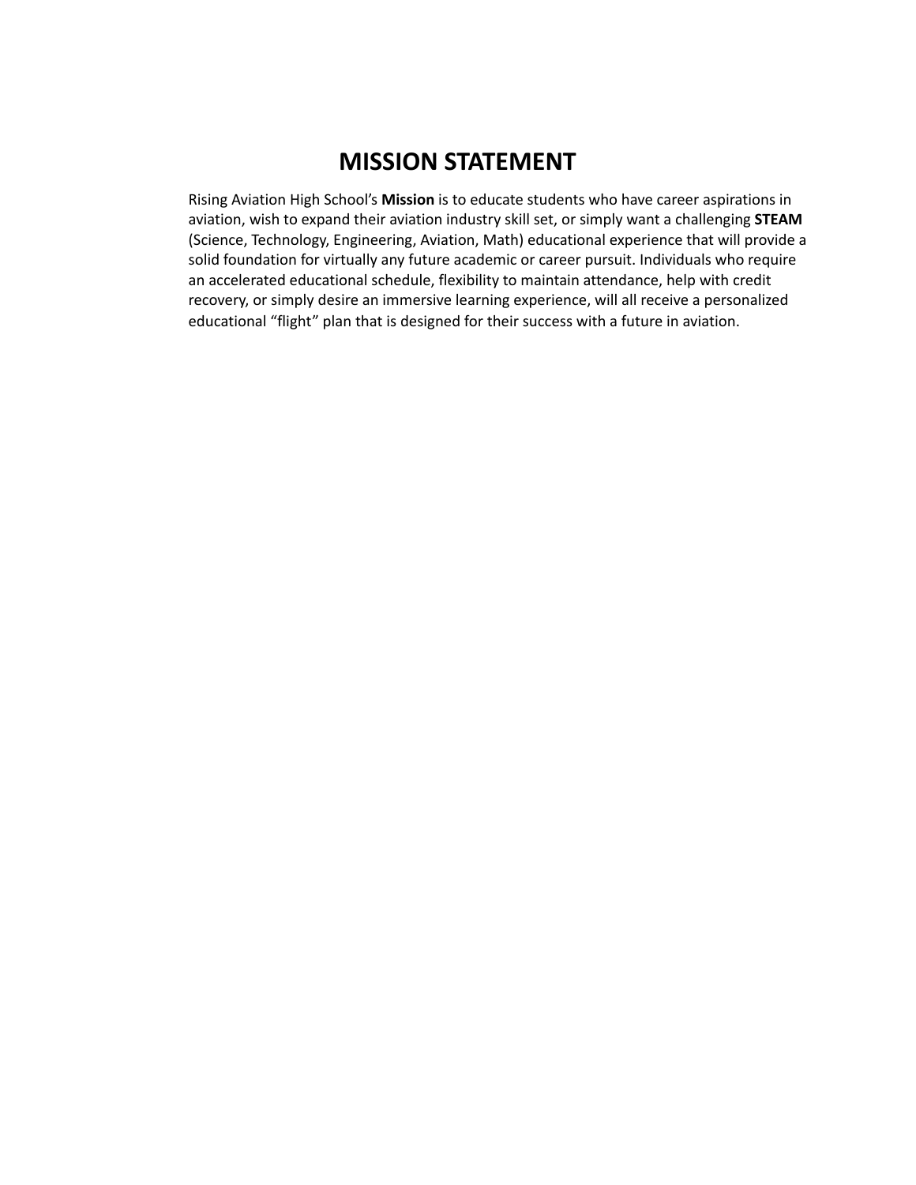# MISSION STATEMENT

Rising Aviation High School's **Mission** is to educate students who have career aspirations in aviation, wish to expand their aviation industry skill set, or simply want a challenging **STEAM** (Science, Technology, Engineering, Aviation, Math) educational experience that will provide a solid foundation for virtually any future academic or career pursuit. Individuals who require an accelerated educational schedule, flexibility to maintain attendance, help with credit recovery, or simply desire an immersive learning experience, will all receive a personalized educational "flight" plan that is designed for their success with a future in aviation.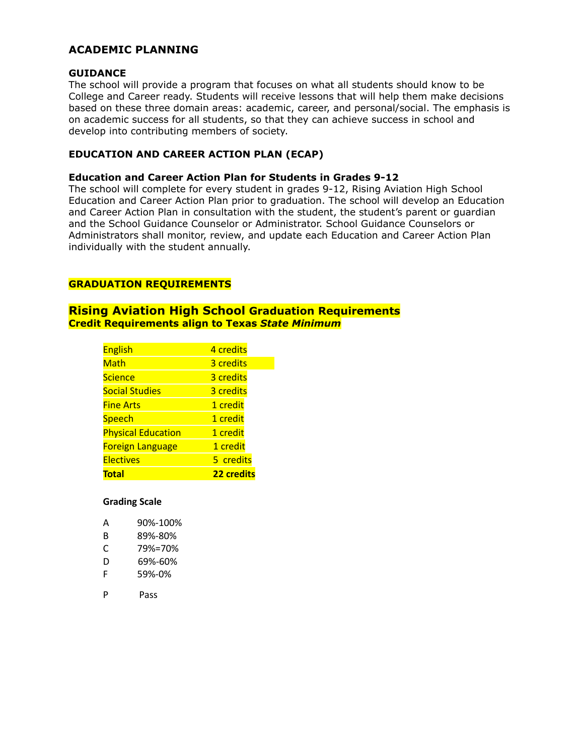## ACADEMIC PLANNING

### GUIDANCE

The school will provide a program that focuses on what all students should know to be College and Career ready. Students will receive lessons that will help them make decisions based on these three domain areas: academic, career, and personal/social. The emphasis is on academic success for all students, so that they can achieve success in school and develop into contributing members of society.

### EDUCATION AND CAREER ACTION PLAN (ECAP)

**Education and Career Action Plan for Students in Grades 9-12**

The school will complete for every student in grades 9-12, Rising Aviation High School Education and Career Action Plan prior to graduation. The school will develop an Education and Career Action Plan in consultation with the student, the student's parent or guardian and the School Guidance Counselor or Administrator. School Guidance Counselors or Administrators shall monitor, review, and update each Education and Career Action Plan individually with the student annually.

### GRADUATION REQUIREMENTS

## Rising Aviation High School Graduation Requirements

**Credit Requirements align to Texas *State Minimum***

| Subject | Credits |
|---|---|
| English | 4 credits |
| Math | 3 credits |
| Science | 3 credits |
| Social Studies | 3 credits |
| Fine Arts | 1 credit |
| Speech | 1 credit |
| Physical Education | 1 credit |
| Foreign Language | 1 credit |
| Electives | 5 credits |
| **Total** | **22 credits** |

**Grading Scale**

| Grade | Range |
|---|---|
| A | 90%-100% |
| B | 89%-80% |
| C | 79%=70% |
| D | 69%-60% |
| F | 59%-0% |
| P | Pass |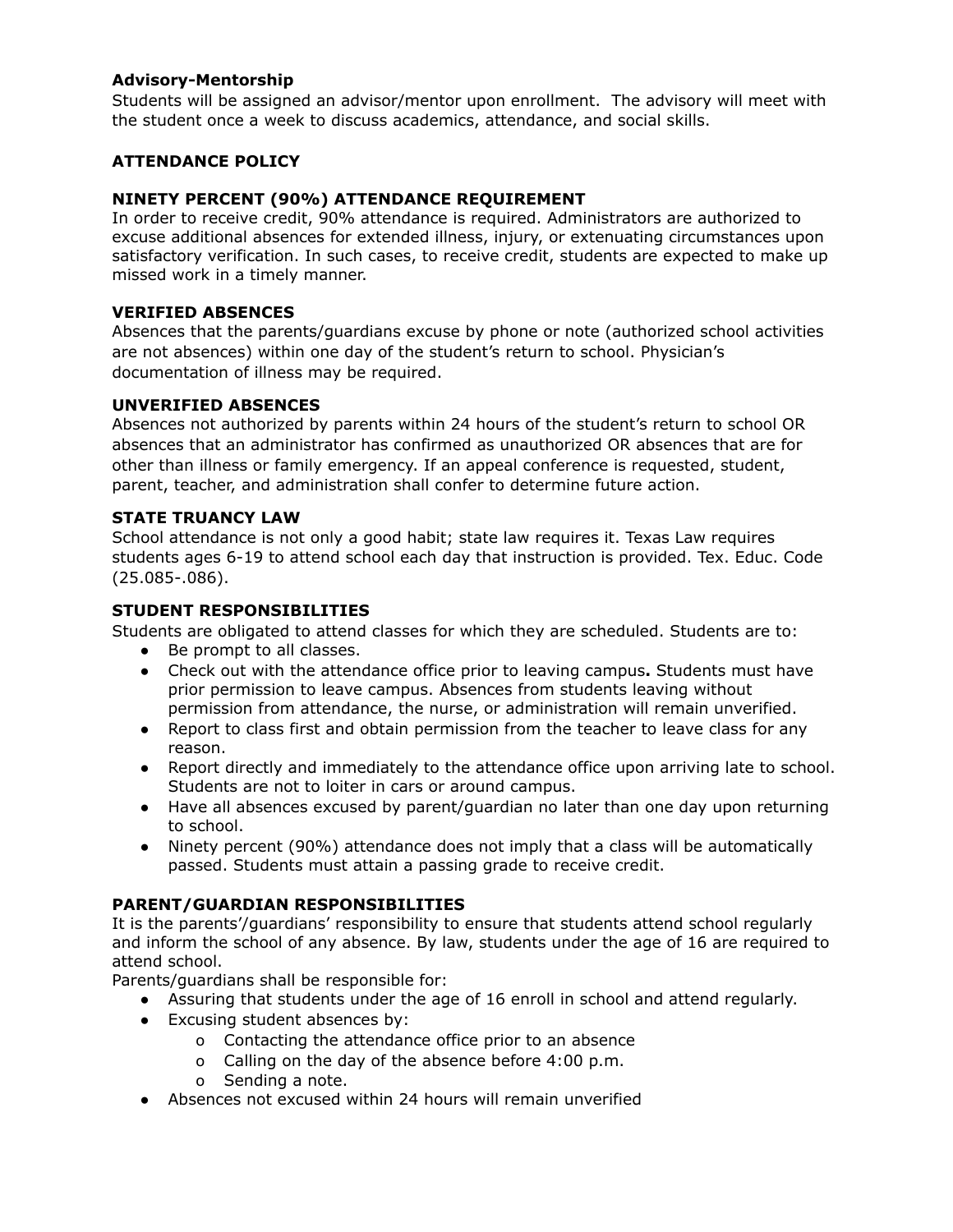**Advisory-Mentorship**

Students will be assigned an advisor/mentor upon enrollment. The advisory will meet with the student once a week to discuss academics, attendance, and social skills.

## ATTENDANCE POLICY

### NINETY PERCENT (90%) ATTENDANCE REQUIREMENT

In order to receive credit, 90% attendance is required. Administrators are authorized to excuse additional absences for extended illness, injury, or extenuating circumstances upon satisfactory verification. In such cases, to receive credit, students are expected to make up missed work in a timely manner.

### VERIFIED ABSENCES

Absences that the parents/guardians excuse by phone or note (authorized school activities are not absences) within one day of the student's return to school. Physician's documentation of illness may be required.

### UNVERIFIED ABSENCES

Absences not authorized by parents within 24 hours of the student's return to school OR absences that an administrator has confirmed as unauthorized OR absences that are for other than illness or family emergency. If an appeal conference is requested, student, parent, teacher, and administration shall confer to determine future action.

### STATE TRUANCY LAW

School attendance is not only a good habit; state law requires it. Texas Law requires students ages 6-19 to attend school each day that instruction is provided. Tex. Educ. Code (25.085-.086).

### STUDENT RESPONSIBILITIES

Students are obligated to attend classes for which they are scheduled. Students are to:

- Be prompt to all classes.
- Check out with the attendance office prior to leaving campus**.** Students must have prior permission to leave campus. Absences from students leaving without permission from attendance, the nurse, or administration will remain unverified.
- Report to class first and obtain permission from the teacher to leave class for any reason.
- Report directly and immediately to the attendance office upon arriving late to school. Students are not to loiter in cars or around campus.
- Have all absences excused by parent/guardian no later than one day upon returning to school.
- Ninety percent (90%) attendance does not imply that a class will be automatically passed. Students must attain a passing grade to receive credit.

### PARENT/GUARDIAN RESPONSIBILITIES

It is the parents'/guardians' responsibility to ensure that students attend school regularly and inform the school of any absence. By law, students under the age of 16 are required to attend school.

Parents/guardians shall be responsible for:

- Assuring that students under the age of 16 enroll in school and attend regularly.
- Excusing student absences by:
  - Contacting the attendance office prior to an absence
  - Calling on the day of the absence before 4:00 p.m.
  - Sending a note.
- Absences not excused within 24 hours will remain unverified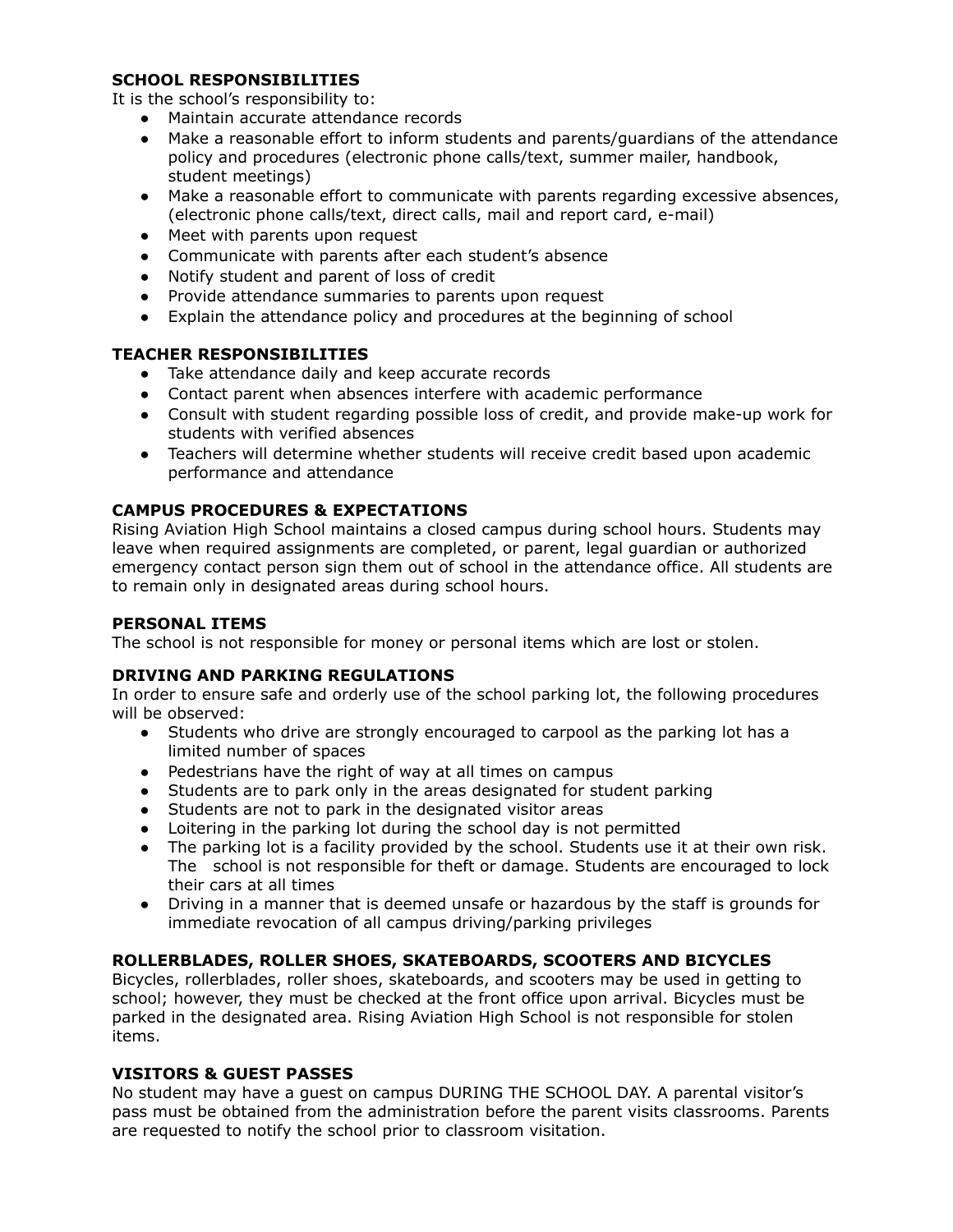### SCHOOL RESPONSIBILITIES

It is the school's responsibility to:

- Maintain accurate attendance records
- Make a reasonable effort to inform students and parents/guardians of the attendance policy and procedures (electronic phone calls/text, summer mailer, handbook, student meetings)
- Make a reasonable effort to communicate with parents regarding excessive absences, (electronic phone calls/text, direct calls, mail and report card, e-mail)
- Meet with parents upon request
- Communicate with parents after each student's absence
- Notify student and parent of loss of credit
- Provide attendance summaries to parents upon request
- Explain the attendance policy and procedures at the beginning of school

### TEACHER RESPONSIBILITIES

- Take attendance daily and keep accurate records
- Contact parent when absences interfere with academic performance
- Consult with student regarding possible loss of credit, and provide make-up work for students with verified absences
- Teachers will determine whether students will receive credit based upon academic performance and attendance

### CAMPUS PROCEDURES & EXPECTATIONS

Rising Aviation High School maintains a closed campus during school hours. Students may leave when required assignments are completed, or parent, legal guardian or authorized emergency contact person sign them out of school in the attendance office. All students are to remain only in designated areas during school hours.

### PERSONAL ITEMS

The school is not responsible for money or personal items which are lost or stolen.

### DRIVING AND PARKING REGULATIONS

In order to ensure safe and orderly use of the school parking lot, the following procedures will be observed:

- Students who drive are strongly encouraged to carpool as the parking lot has a limited number of spaces
- Pedestrians have the right of way at all times on campus
- Students are to park only in the areas designated for student parking
- Students are not to park in the designated visitor areas
- Loitering in the parking lot during the school day is not permitted
- The parking lot is a facility provided by the school. Students use it at their own risk. The school is not responsible for theft or damage. Students are encouraged to lock their cars at all times
- Driving in a manner that is deemed unsafe or hazardous by the staff is grounds for immediate revocation of all campus driving/parking privileges

### ROLLERBLADES, ROLLER SHOES, SKATEBOARDS, SCOOTERS AND BICYCLES

Bicycles, rollerblades, roller shoes, skateboards, and scooters may be used in getting to school; however, they must be checked at the front office upon arrival. Bicycles must be parked in the designated area. Rising Aviation High School is not responsible for stolen items.

### VISITORS & GUEST PASSES

No student may have a guest on campus DURING THE SCHOOL DAY. A parental visitor's pass must be obtained from the administration before the parent visits classrooms. Parents are requested to notify the school prior to classroom visitation.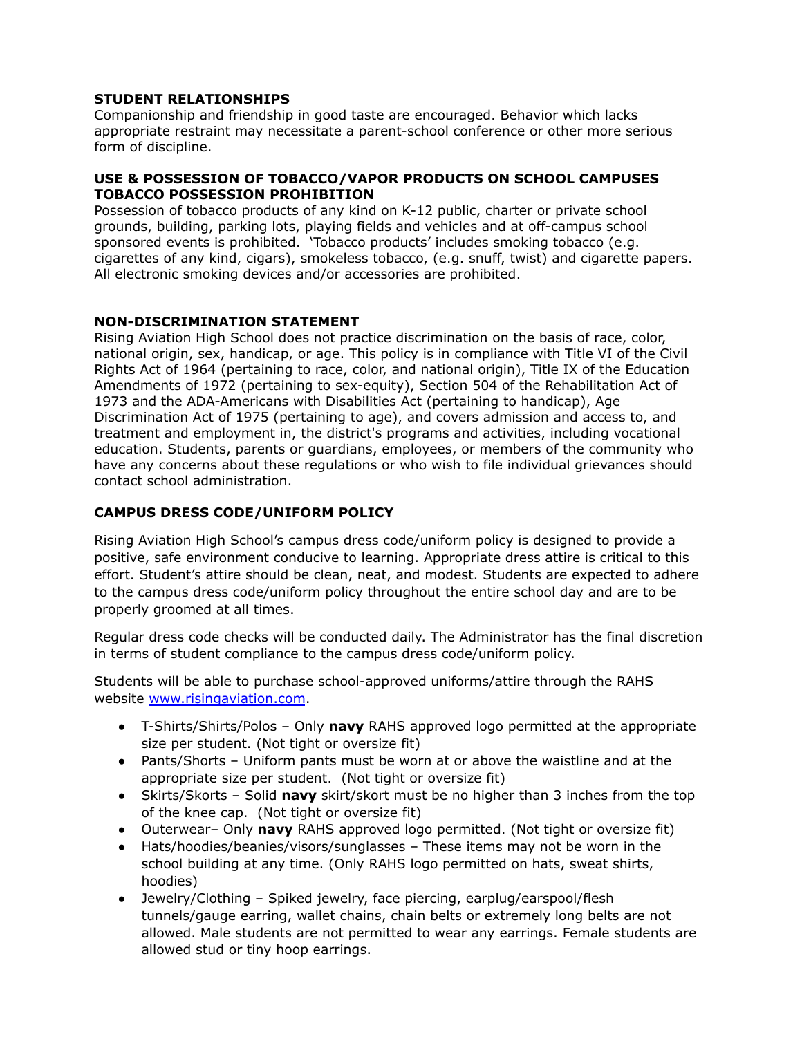**STUDENT RELATIONSHIPS**
Companionship and friendship in good taste are encouraged. Behavior which lacks appropriate restraint may necessitate a parent-school conference or other more serious form of discipline.

**USE & POSSESSION OF TOBACCO/VAPOR PRODUCTS ON SCHOOL CAMPUSES**
**TOBACCO POSSESSION PROHIBITION**
Possession of tobacco products of any kind on K-12 public, charter or private school grounds, building, parking lots, playing fields and vehicles and at off-campus school sponsored events is prohibited. 'Tobacco products' includes smoking tobacco (e.g. cigarettes of any kind, cigars), smokeless tobacco, (e.g. snuff, twist) and cigarette papers. All electronic smoking devices and/or accessories are prohibited.

**NON-DISCRIMINATION STATEMENT**
Rising Aviation High School does not practice discrimination on the basis of race, color, national origin, sex, handicap, or age. This policy is in compliance with Title VI of the Civil Rights Act of 1964 (pertaining to race, color, and national origin), Title IX of the Education Amendments of 1972 (pertaining to sex-equity), Section 504 of the Rehabilitation Act of 1973 and the ADA-Americans with Disabilities Act (pertaining to handicap), Age Discrimination Act of 1975 (pertaining to age), and covers admission and access to, and treatment and employment in, the district's programs and activities, including vocational education. Students, parents or guardians, employees, or members of the community who have any concerns about these regulations or who wish to file individual grievances should contact school administration.

**CAMPUS DRESS CODE/UNIFORM POLICY**

Rising Aviation High School's campus dress code/uniform policy is designed to provide a positive, safe environment conducive to learning. Appropriate dress attire is critical to this effort. Student's attire should be clean, neat, and modest. Students are expected to adhere to the campus dress code/uniform policy throughout the entire school day and are to be properly groomed at all times.

Regular dress code checks will be conducted daily. The Administrator has the final discretion in terms of student compliance to the campus dress code/uniform policy.

Students will be able to purchase school-approved uniforms/attire through the RAHS website [www.risingaviation.com](http://www.risingaviation.com).

- T-Shirts/Shirts/Polos – Only **navy** RAHS approved logo permitted at the appropriate size per student. (Not tight or oversize fit)
- Pants/Shorts – Uniform pants must be worn at or above the waistline and at the appropriate size per student. (Not tight or oversize fit)
- Skirts/Skorts – Solid **navy** skirt/skort must be no higher than 3 inches from the top of the knee cap. (Not tight or oversize fit)
- Outerwear– Only **navy** RAHS approved logo permitted. (Not tight or oversize fit)
- Hats/hoodies/beanies/visors/sunglasses – These items may not be worn in the school building at any time. (Only RAHS logo permitted on hats, sweat shirts, hoodies)
- Jewelry/Clothing – Spiked jewelry, face piercing, earplug/earspool/flesh tunnels/gauge earring, wallet chains, chain belts or extremely long belts are not allowed. Male students are not permitted to wear any earrings. Female students are allowed stud or tiny hoop earrings.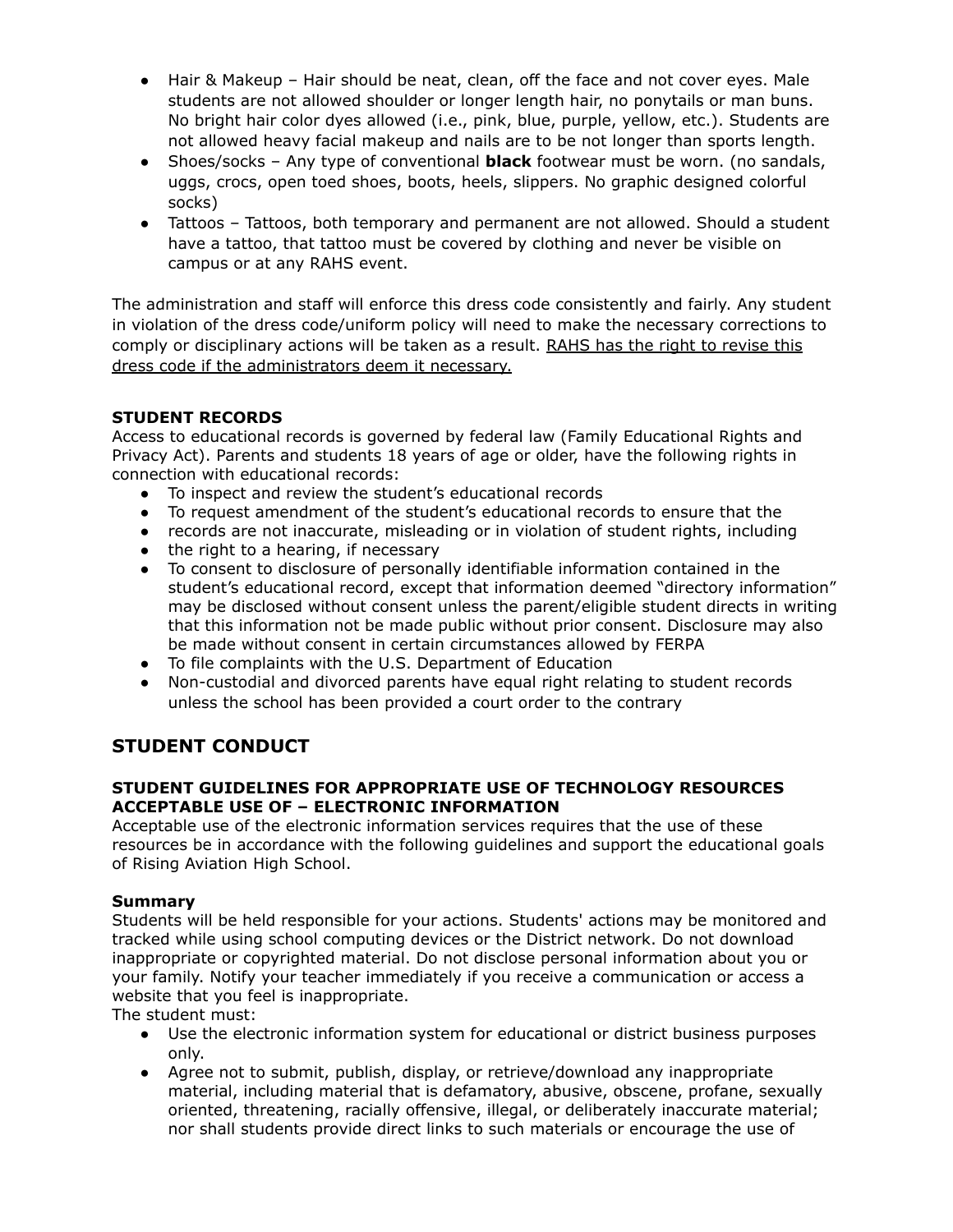- Hair & Makeup – Hair should be neat, clean, off the face and not cover eyes. Male students are not allowed shoulder or longer length hair, no ponytails or man buns. No bright hair color dyes allowed (i.e., pink, blue, purple, yellow, etc.). Students are not allowed heavy facial makeup and nails are to be not longer than sports length.
- Shoes/socks – Any type of conventional **black** footwear must be worn. (no sandals, uggs, crocs, open toed shoes, boots, heels, slippers. No graphic designed colorful socks)
- Tattoos – Tattoos, both temporary and permanent are not allowed. Should a student have a tattoo, that tattoo must be covered by clothing and never be visible on campus or at any RAHS event.

The administration and staff will enforce this dress code consistently and fairly. Any student in violation of the dress code/uniform policy will need to make the necessary corrections to comply or disciplinary actions will be taken as a result. <u>RAHS has the right to revise this dress code if the administrators deem it necessary.</u>

**STUDENT RECORDS**

Access to educational records is governed by federal law (Family Educational Rights and Privacy Act). Parents and students 18 years of age or older, have the following rights in connection with educational records:

- To inspect and review the student's educational records
- To request amendment of the student's educational records to ensure that the
- records are not inaccurate, misleading or in violation of student rights, including
- the right to a hearing, if necessary
- To consent to disclosure of personally identifiable information contained in the student's educational record, except that information deemed "directory information" may be disclosed without consent unless the parent/eligible student directs in writing that this information not be made public without prior consent. Disclosure may also be made without consent in certain circumstances allowed by FERPA
- To file complaints with the U.S. Department of Education
- Non-custodial and divorced parents have equal right relating to student records unless the school has been provided a court order to the contrary

## STUDENT CONDUCT

### STUDENT GUIDELINES FOR APPROPRIATE USE OF TECHNOLOGY RESOURCES ACCEPTABLE USE OF – ELECTRONIC INFORMATION

Acceptable use of the electronic information services requires that the use of these resources be in accordance with the following guidelines and support the educational goals of Rising Aviation High School.

**Summary**

Students will be held responsible for your actions. Students' actions may be monitored and tracked while using school computing devices or the District network. Do not download inappropriate or copyrighted material. Do not disclose personal information about you or your family. Notify your teacher immediately if you receive a communication or access a website that you feel is inappropriate.

The student must:

- Use the electronic information system for educational or district business purposes only.
- Agree not to submit, publish, display, or retrieve/download any inappropriate material, including material that is defamatory, abusive, obscene, profane, sexually oriented, threatening, racially offensive, illegal, or deliberately inaccurate material; nor shall students provide direct links to such materials or encourage the use of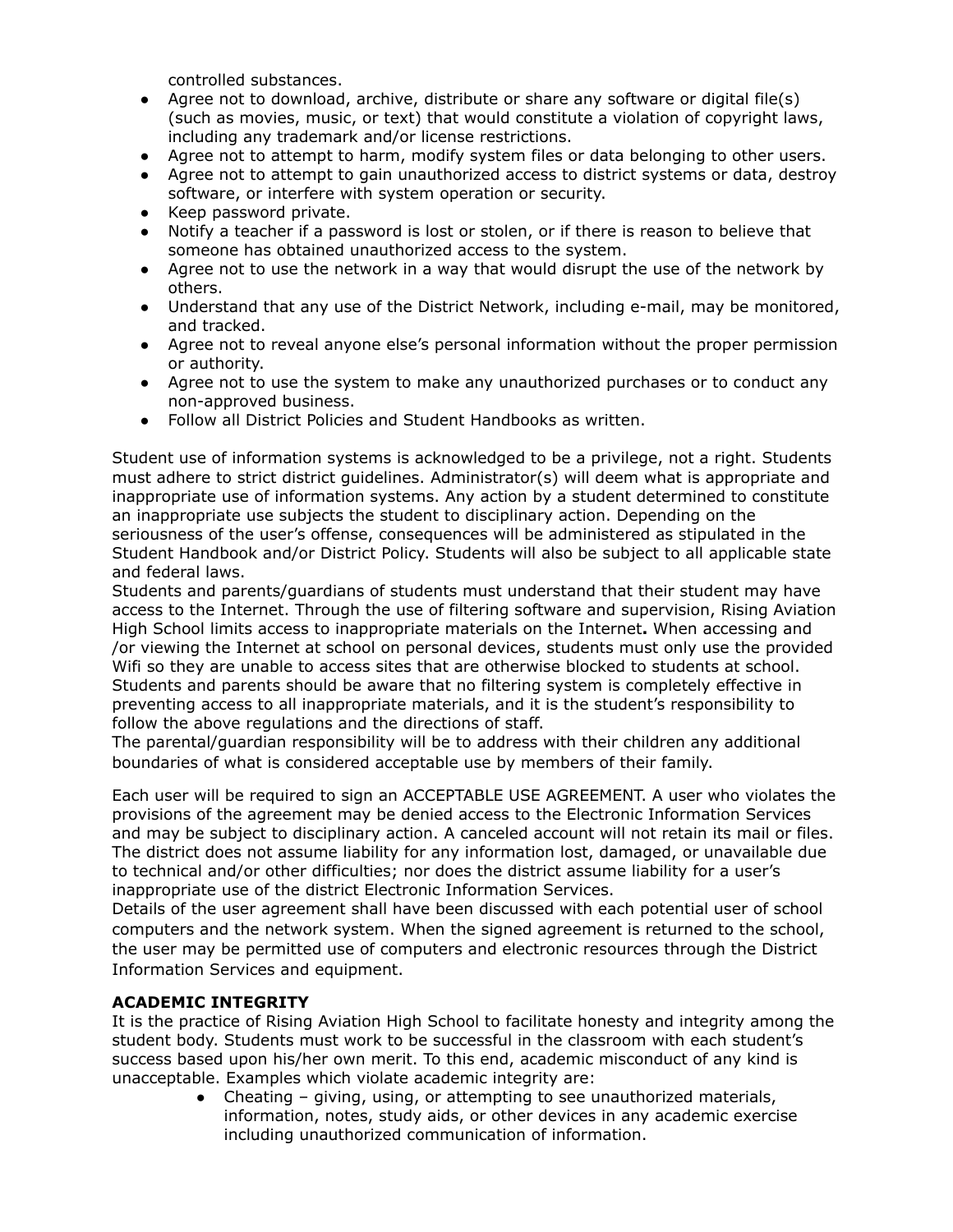controlled substances.

- Agree not to download, archive, distribute or share any software or digital file(s) (such as movies, music, or text) that would constitute a violation of copyright laws, including any trademark and/or license restrictions.
- Agree not to attempt to harm, modify system files or data belonging to other users.
- Agree not to attempt to gain unauthorized access to district systems or data, destroy software, or interfere with system operation or security.
- Keep password private.
- Notify a teacher if a password is lost or stolen, or if there is reason to believe that someone has obtained unauthorized access to the system.
- Agree not to use the network in a way that would disrupt the use of the network by others.
- Understand that any use of the District Network, including e-mail, may be monitored, and tracked.
- Agree not to reveal anyone else's personal information without the proper permission or authority.
- Agree not to use the system to make any unauthorized purchases or to conduct any non-approved business.
- Follow all District Policies and Student Handbooks as written.

Student use of information systems is acknowledged to be a privilege, not a right. Students must adhere to strict district guidelines. Administrator(s) will deem what is appropriate and inappropriate use of information systems. Any action by a student determined to constitute an inappropriate use subjects the student to disciplinary action. Depending on the seriousness of the user's offense, consequences will be administered as stipulated in the Student Handbook and/or District Policy. Students will also be subject to all applicable state and federal laws.

Students and parents/guardians of students must understand that their student may have access to the Internet. Through the use of filtering software and supervision, Rising Aviation High School limits access to inappropriate materials on the Internet**.** When accessing and /or viewing the Internet at school on personal devices, students must only use the provided Wifi so they are unable to access sites that are otherwise blocked to students at school. Students and parents should be aware that no filtering system is completely effective in preventing access to all inappropriate materials, and it is the student's responsibility to follow the above regulations and the directions of staff.

The parental/guardian responsibility will be to address with their children any additional boundaries of what is considered acceptable use by members of their family.

Each user will be required to sign an ACCEPTABLE USE AGREEMENT. A user who violates the provisions of the agreement may be denied access to the Electronic Information Services and may be subject to disciplinary action. A canceled account will not retain its mail or files. The district does not assume liability for any information lost, damaged, or unavailable due to technical and/or other difficulties; nor does the district assume liability for a user's inappropriate use of the district Electronic Information Services.

Details of the user agreement shall have been discussed with each potential user of school computers and the network system. When the signed agreement is returned to the school, the user may be permitted use of computers and electronic resources through the District Information Services and equipment.

**ACADEMIC INTEGRITY**

It is the practice of Rising Aviation High School to facilitate honesty and integrity among the student body. Students must work to be successful in the classroom with each student's success based upon his/her own merit. To this end, academic misconduct of any kind is unacceptable. Examples which violate academic integrity are:

- Cheating – giving, using, or attempting to see unauthorized materials, information, notes, study aids, or other devices in any academic exercise including unauthorized communication of information.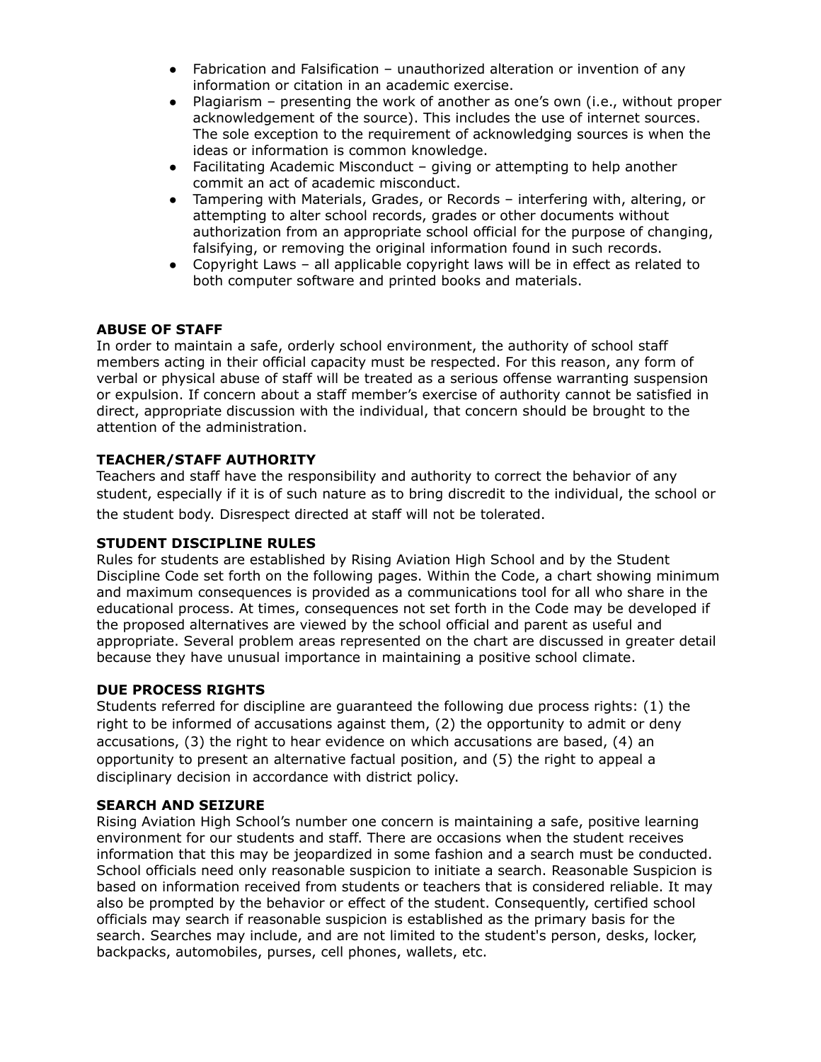- Fabrication and Falsification – unauthorized alteration or invention of any information or citation in an academic exercise.
- Plagiarism – presenting the work of another as one's own (i.e., without proper acknowledgement of the source). This includes the use of internet sources. The sole exception to the requirement of acknowledging sources is when the ideas or information is common knowledge.
- Facilitating Academic Misconduct – giving or attempting to help another commit an act of academic misconduct.
- Tampering with Materials, Grades, or Records – interfering with, altering, or attempting to alter school records, grades or other documents without authorization from an appropriate school official for the purpose of changing, falsifying, or removing the original information found in such records.
- Copyright Laws – all applicable copyright laws will be in effect as related to both computer software and printed books and materials.

**ABUSE OF STAFF**

In order to maintain a safe, orderly school environment, the authority of school staff members acting in their official capacity must be respected. For this reason, any form of verbal or physical abuse of staff will be treated as a serious offense warranting suspension or expulsion. If concern about a staff member's exercise of authority cannot be satisfied in direct, appropriate discussion with the individual, that concern should be brought to the attention of the administration.

**TEACHER/STAFF AUTHORITY**

Teachers and staff have the responsibility and authority to correct the behavior of any student, especially if it is of such nature as to bring discredit to the individual, the school or the student body. Disrespect directed at staff will not be tolerated.

**STUDENT DISCIPLINE RULES**

Rules for students are established by Rising Aviation High School and by the Student Discipline Code set forth on the following pages. Within the Code, a chart showing minimum and maximum consequences is provided as a communications tool for all who share in the educational process. At times, consequences not set forth in the Code may be developed if the proposed alternatives are viewed by the school official and parent as useful and appropriate. Several problem areas represented on the chart are discussed in greater detail because they have unusual importance in maintaining a positive school climate.

**DUE PROCESS RIGHTS**

Students referred for discipline are guaranteed the following due process rights: (1) the right to be informed of accusations against them, (2) the opportunity to admit or deny accusations, (3) the right to hear evidence on which accusations are based, (4) an opportunity to present an alternative factual position, and (5) the right to appeal a disciplinary decision in accordance with district policy.

**SEARCH AND SEIZURE**

Rising Aviation High School's number one concern is maintaining a safe, positive learning environment for our students and staff. There are occasions when the student receives information that this may be jeopardized in some fashion and a search must be conducted. School officials need only reasonable suspicion to initiate a search. Reasonable Suspicion is based on information received from students or teachers that is considered reliable. It may also be prompted by the behavior or effect of the student. Consequently, certified school officials may search if reasonable suspicion is established as the primary basis for the search. Searches may include, and are not limited to the student's person, desks, locker, backpacks, automobiles, purses, cell phones, wallets, etc.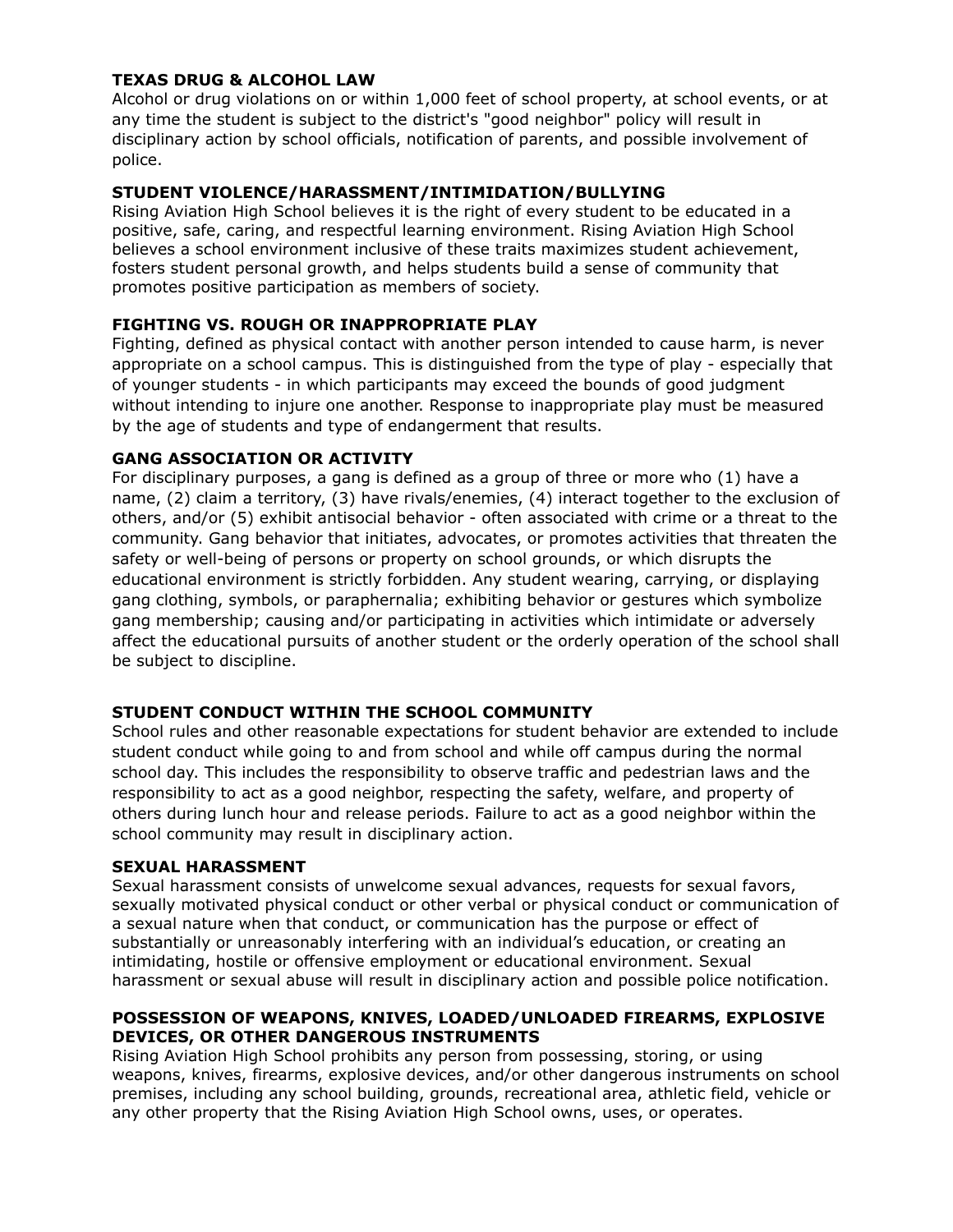### TEXAS DRUG & ALCOHOL LAW

Alcohol or drug violations on or within 1,000 feet of school property, at school events, or at any time the student is subject to the district's "good neighbor" policy will result in disciplinary action by school officials, notification of parents, and possible involvement of police.

### STUDENT VIOLENCE/HARASSMENT/INTIMIDATION/BULLYING

Rising Aviation High School believes it is the right of every student to be educated in a positive, safe, caring, and respectful learning environment. Rising Aviation High School believes a school environment inclusive of these traits maximizes student achievement, fosters student personal growth, and helps students build a sense of community that promotes positive participation as members of society.

### FIGHTING VS. ROUGH OR INAPPROPRIATE PLAY

Fighting, defined as physical contact with another person intended to cause harm, is never appropriate on a school campus. This is distinguished from the type of play - especially that of younger students - in which participants may exceed the bounds of good judgment without intending to injure one another. Response to inappropriate play must be measured by the age of students and type of endangerment that results.

### GANG ASSOCIATION OR ACTIVITY

For disciplinary purposes, a gang is defined as a group of three or more who (1) have a name, (2) claim a territory, (3) have rivals/enemies, (4) interact together to the exclusion of others, and/or (5) exhibit antisocial behavior - often associated with crime or a threat to the community. Gang behavior that initiates, advocates, or promotes activities that threaten the safety or well-being of persons or property on school grounds, or which disrupts the educational environment is strictly forbidden. Any student wearing, carrying, or displaying gang clothing, symbols, or paraphernalia; exhibiting behavior or gestures which symbolize gang membership; causing and/or participating in activities which intimidate or adversely affect the educational pursuits of another student or the orderly operation of the school shall be subject to discipline.

### STUDENT CONDUCT WITHIN THE SCHOOL COMMUNITY

School rules and other reasonable expectations for student behavior are extended to include student conduct while going to and from school and while off campus during the normal school day. This includes the responsibility to observe traffic and pedestrian laws and the responsibility to act as a good neighbor, respecting the safety, welfare, and property of others during lunch hour and release periods. Failure to act as a good neighbor within the school community may result in disciplinary action.

### SEXUAL HARASSMENT

Sexual harassment consists of unwelcome sexual advances, requests for sexual favors, sexually motivated physical conduct or other verbal or physical conduct or communication of a sexual nature when that conduct, or communication has the purpose or effect of substantially or unreasonably interfering with an individual's education, or creating an intimidating, hostile or offensive employment or educational environment. Sexual harassment or sexual abuse will result in disciplinary action and possible police notification.

### POSSESSION OF WEAPONS, KNIVES, LOADED/UNLOADED FIREARMS, EXPLOSIVE DEVICES, OR OTHER DANGEROUS INSTRUMENTS

Rising Aviation High School prohibits any person from possessing, storing, or using weapons, knives, firearms, explosive devices, and/or other dangerous instruments on school premises, including any school building, grounds, recreational area, athletic field, vehicle or any other property that the Rising Aviation High School owns, uses, or operates.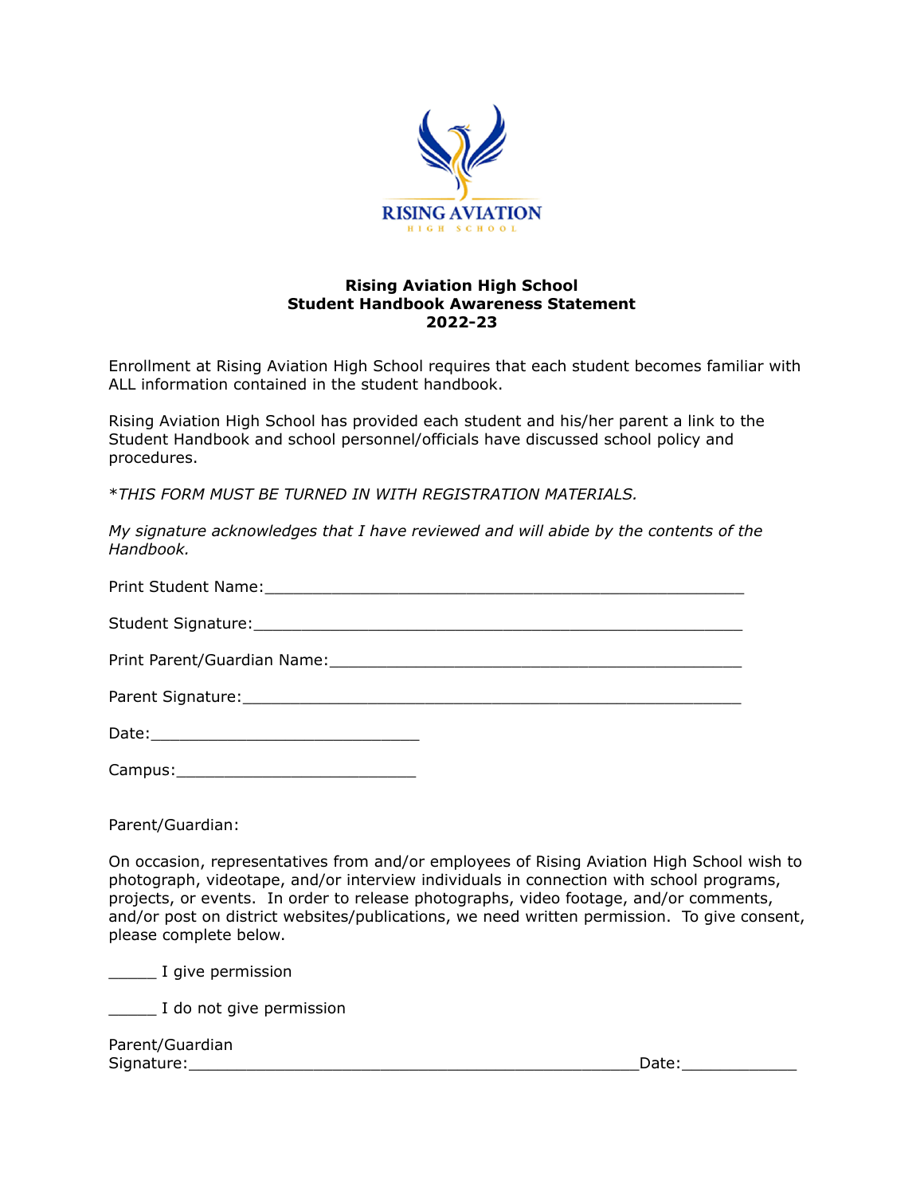RISING AVIATION
HIGH SCHOOL

**Rising Aviation High School**
**Student Handbook Awareness Statement**
**2022-23**

Enrollment at Rising Aviation High School requires that each student becomes familiar with ALL information contained in the student handbook.

Rising Aviation High School has provided each student and his/her parent a link to the Student Handbook and school personnel/officials have discussed school policy and procedures.

*\*THIS FORM MUST BE TURNED IN WITH REGISTRATION MATERIALS.*

*My signature acknowledges that I have reviewed and will abide by the contents of the Handbook.*

Print Student Name:_______________________________________________

Student Signature:________________________________________________

Print Parent/Guardian Name:_________________________________________

Parent Signature:_________________________________________________

Date:__________________________

Campus:_______________________

Parent/Guardian:

On occasion, representatives from and/or employees of Rising Aviation High School wish to photograph, videotape, and/or interview individuals in connection with school programs, projects, or events. In order to release photographs, video footage, and/or comments, and/or post on district websites/publications, we need written permission. To give consent, please complete below.

_____ I give permission

_____ I do not give permission

Parent/Guardian
Signature:_____________________________________________Date:____________